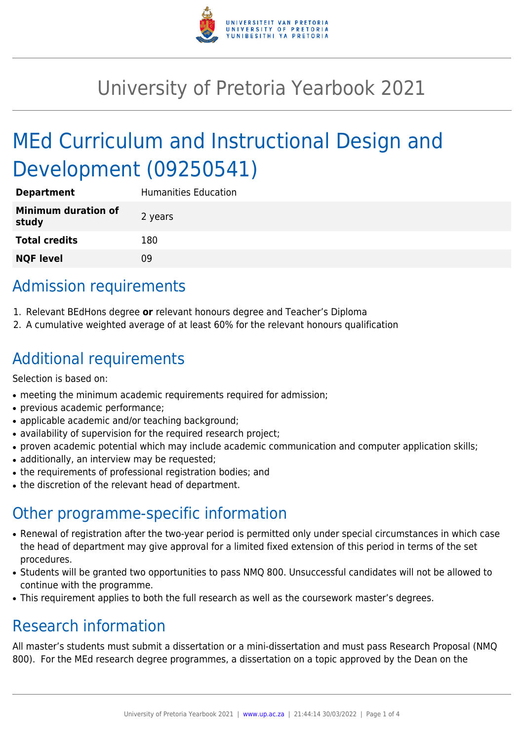# University of Pretoria Yearbook 2021

# MEd Curriculum and Instructional Design and Development (09250541)

| | |
|---|---|
| **Department** | Humanities Education |
| **Minimum duration of study** | 2 years |
| **Total credits** | 180 |
| **NQF level** | 09 |

## Admission requirements

1. Relevant BEdHons degree **or** relevant honours degree and Teacher's Diploma
2. A cumulative weighted average of at least 60% for the relevant honours qualification

## Additional requirements

Selection is based on:

- meeting the minimum academic requirements required for admission;
- previous academic performance;
- applicable academic and/or teaching background;
- availability of supervision for the required research project;
- proven academic potential which may include academic communication and computer application skills;
- additionally, an interview may be requested;
- the requirements of professional registration bodies; and
- the discretion of the relevant head of department.

## Other programme-specific information

- Renewal of registration after the two-year period is permitted only under special circumstances in which case the head of department may give approval for a limited fixed extension of this period in terms of the set procedures.
- Students will be granted two opportunities to pass NMQ 800. Unsuccessful candidates will not be allowed to continue with the programme.
- This requirement applies to both the full research as well as the coursework master's degrees.

## Research information

All master's students must submit a dissertation or a mini-dissertation and must pass Research Proposal (NMQ 800). For the MEd research degree programmes, a dissertation on a topic approved by the Dean on the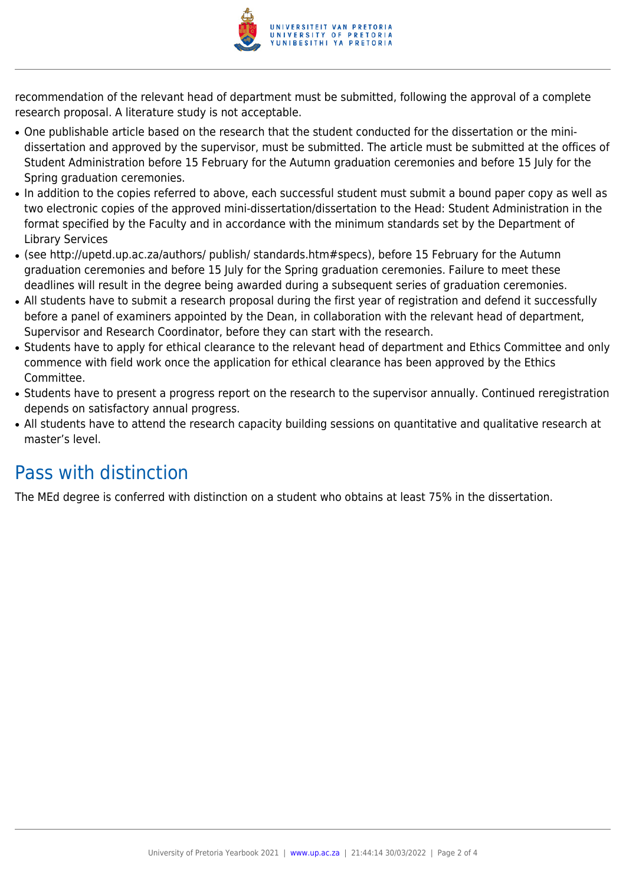recommendation of the relevant head of department must be submitted, following the approval of a complete research proposal. A literature study is not acceptable.

- One publishable article based on the research that the student conducted for the dissertation or the mini-dissertation and approved by the supervisor, must be submitted. The article must be submitted at the offices of Student Administration before 15 February for the Autumn graduation ceremonies and before 15 July for the Spring graduation ceremonies.
- In addition to the copies referred to above, each successful student must submit a bound paper copy as well as two electronic copies of the approved mini-dissertation/dissertation to the Head: Student Administration in the format specified by the Faculty and in accordance with the minimum standards set by the Department of Library Services
- (see http://upetd.up.ac.za/authors/ publish/ standards.htm#specs), before 15 February for the Autumn graduation ceremonies and before 15 July for the Spring graduation ceremonies. Failure to meet these deadlines will result in the degree being awarded during a subsequent series of graduation ceremonies.
- All students have to submit a research proposal during the first year of registration and defend it successfully before a panel of examiners appointed by the Dean, in collaboration with the relevant head of department, Supervisor and Research Coordinator, before they can start with the research.
- Students have to apply for ethical clearance to the relevant head of department and Ethics Committee and only commence with field work once the application for ethical clearance has been approved by the Ethics Committee.
- Students have to present a progress report on the research to the supervisor annually. Continued reregistration depends on satisfactory annual progress.
- All students have to attend the research capacity building sessions on quantitative and qualitative research at master's level.

## Pass with distinction

The MEd degree is conferred with distinction on a student who obtains at least 75% in the dissertation.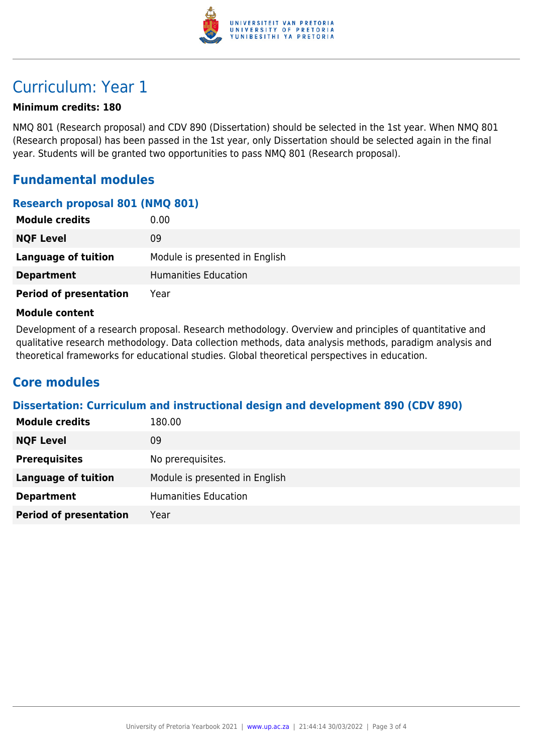# Curriculum: Year 1

**Minimum credits: 180**

NMQ 801 (Research proposal) and CDV 890 (Dissertation) should be selected in the 1st year. When NMQ 801 (Research proposal) has been passed in the 1st year, only Dissertation should be selected again in the final year. Students will be granted two opportunities to pass NMQ 801 (Research proposal).

## Fundamental modules

### Research proposal 801 (NMQ 801)

| | |
|---|---|
| **Module credits** | 0.00 |
| **NQF Level** | 09 |
| **Language of tuition** | Module is presented in English |
| **Department** | Humanities Education |
| **Period of presentation** | Year |

**Module content**

Development of a research proposal. Research methodology. Overview and principles of quantitative and qualitative research methodology. Data collection methods, data analysis methods, paradigm analysis and theoretical frameworks for educational studies. Global theoretical perspectives in education.

## Core modules

### Dissertation: Curriculum and instructional design and development 890 (CDV 890)

| | |
|---|---|
| **Module credits** | 180.00 |
| **NQF Level** | 09 |
| **Prerequisites** | No prerequisites. |
| **Language of tuition** | Module is presented in English |
| **Department** | Humanities Education |
| **Period of presentation** | Year |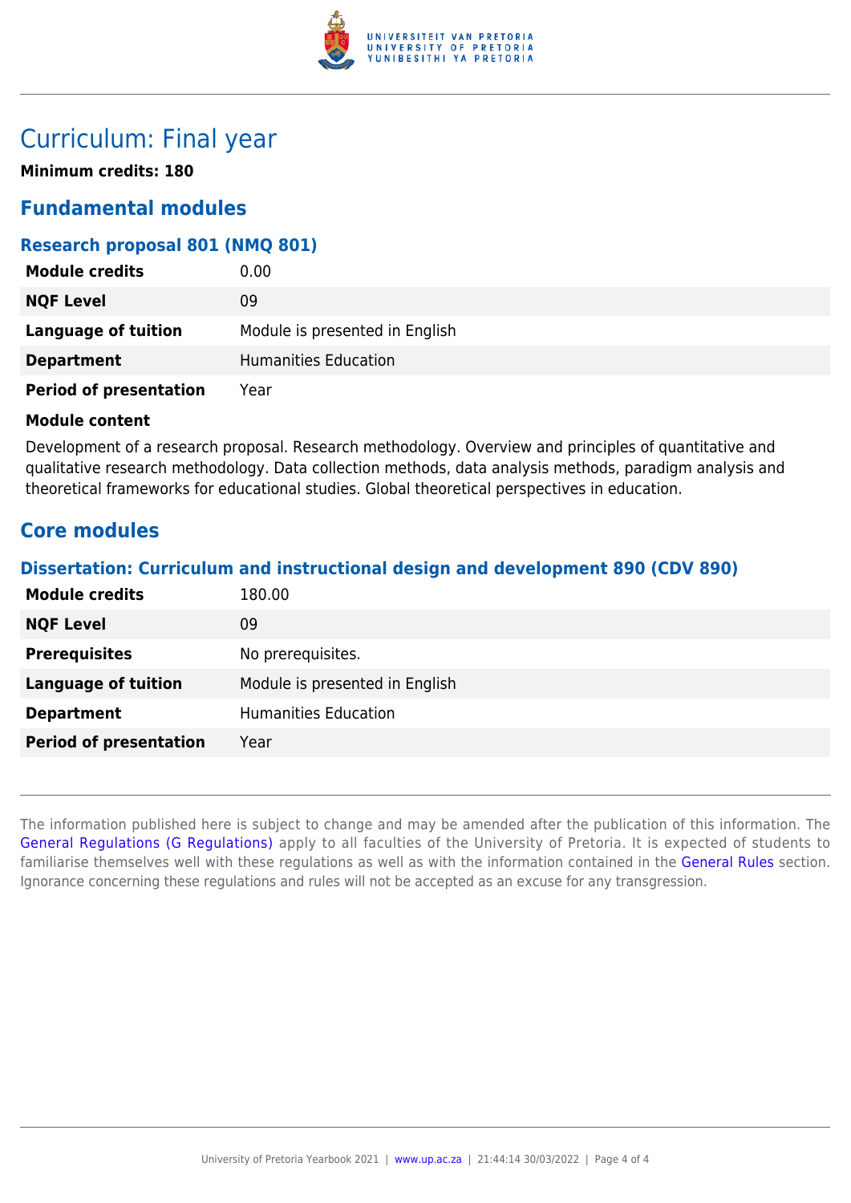# Curriculum: Final year

**Minimum credits: 180**

## Fundamental modules

### Research proposal 801 (NMQ 801)

| | |
|---|---|
| **Module credits** | 0.00 |
| **NQF Level** | 09 |
| **Language of tuition** | Module is presented in English |
| **Department** | Humanities Education |
| **Period of presentation** | Year |

**Module content**

Development of a research proposal. Research methodology. Overview and principles of quantitative and qualitative research methodology. Data collection methods, data analysis methods, paradigm analysis and theoretical frameworks for educational studies. Global theoretical perspectives in education.

## Core modules

### Dissertation: Curriculum and instructional design and development 890 (CDV 890)

| | |
|---|---|
| **Module credits** | 180.00 |
| **NQF Level** | 09 |
| **Prerequisites** | No prerequisites. |
| **Language of tuition** | Module is presented in English |
| **Department** | Humanities Education |
| **Period of presentation** | Year |

The information published here is subject to change and may be amended after the publication of this information. The General Regulations (G Regulations) apply to all faculties of the University of Pretoria. It is expected of students to familiarise themselves well with these regulations as well as with the information contained in the General Rules section. Ignorance concerning these regulations and rules will not be accepted as an excuse for any transgression.